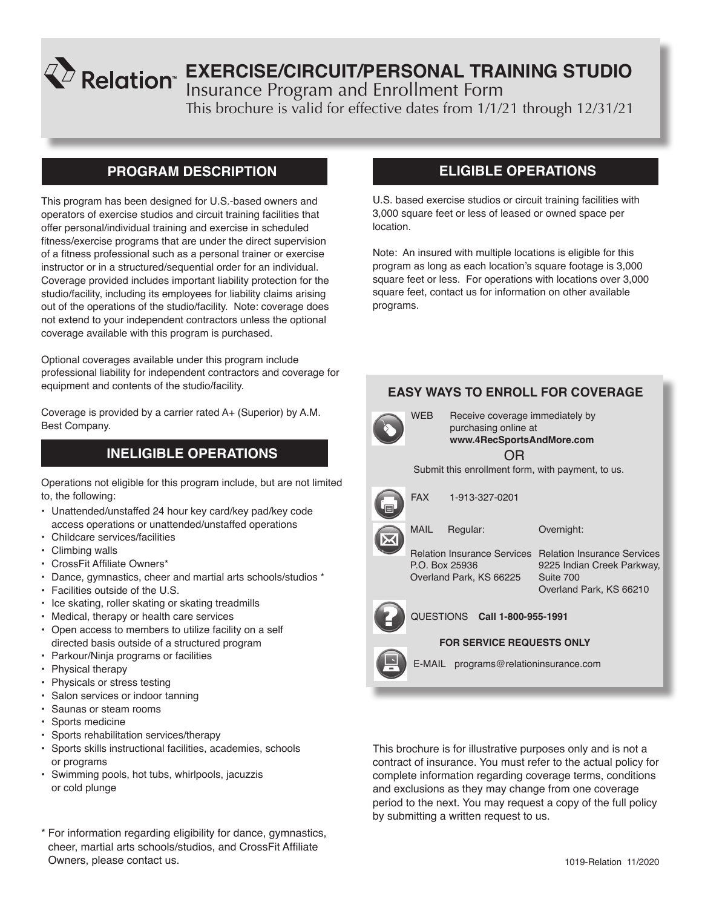# Relation™ EXERCISE/CIRCUIT/PERSONAL TRAINING STUDIO

Insurance Program and Enrollment Form

This brochure is valid for effective dates from 1/1/21 through 12/31/21

## PROGRAM DESCRIPTION

This program has been designed for U.S.-based owners and operators of exercise studios and circuit training facilities that offer personal/individual training and exercise in scheduled fitness/exercise programs that are under the direct supervision of a fitness professional such as a personal trainer or exercise instructor or in a structured/sequential order for an individual. Coverage provided includes important liability protection for the studio/facility, including its employees for liability claims arising out of the operations of the studio/facility. Note: coverage does not extend to your independent contractors unless the optional coverage available with this program is purchased.

Optional coverages available under this program include professional liability for independent contractors and coverage for equipment and contents of the studio/facility.

Coverage is provided by a carrier rated A+ (Superior) by A.M. Best Company.

## INELIGIBLE OPERATIONS

Operations not eligible for this program include, but are not limited to, the following:

- Unattended/unstaffed 24 hour key card/key pad/key code access operations or unattended/unstaffed operations
- Childcare services/facilities
- Climbing walls
- CrossFit Affiliate Owners*
- Dance, gymnastics, cheer and martial arts schools/studios *
- Facilities outside of the U.S.
- Ice skating, roller skating or skating treadmills
- Medical, therapy or health care services
- Open access to members to utilize facility on a self directed basis outside of a structured program
- Parkour/Ninja programs or facilities
- Physical therapy
- Physicals or stress testing
- Salon services or indoor tanning
- Saunas or steam rooms
- Sports medicine
- Sports rehabilitation services/therapy
- Sports skills instructional facilities, academies, schools or programs
- Swimming pools, hot tubs, whirlpools, jacuzzis or cold plunge

\* For information regarding eligibility for dance, gymnastics, cheer, martial arts schools/studios, and CrossFit Affiliate Owners, please contact us.

## ELIGIBLE OPERATIONS

U.S. based exercise studios or circuit training facilities with 3,000 square feet or less of leased or owned space per location.

Note: An insured with multiple locations is eligible for this program as long as each location's square footage is 3,000 square feet or less. For operations with locations over 3,000 square feet, contact us for information on other available programs.

### EASY WAYS TO ENROLL FOR COVERAGE

**WEB** Receive coverage immediately by purchasing online at **www.4RecSportsAndMore.com**

OR

Submit this enrollment form, with payment, to us.

**FAX** 1-913-327-0201

**MAIL**

| Regular: | Overnight: |
|---|---|
| Relation Insurance Services<br>P.O. Box 25936<br>Overland Park, KS 66225 | Relation Insurance Services<br>9225 Indian Creek Parkway, Suite 700<br>Overland Park, KS 66210 |

**QUESTIONS** **Call 1-800-955-1991**

**FOR SERVICE REQUESTS ONLY**

**E-MAIL** programs@relationinsurance.com

This brochure is for illustrative purposes only and is not a contract of insurance. You must refer to the actual policy for complete information regarding coverage terms, conditions and exclusions as they may change from one coverage period to the next. You may request a copy of the full policy by submitting a written request to us.

1019-Relation 11/2020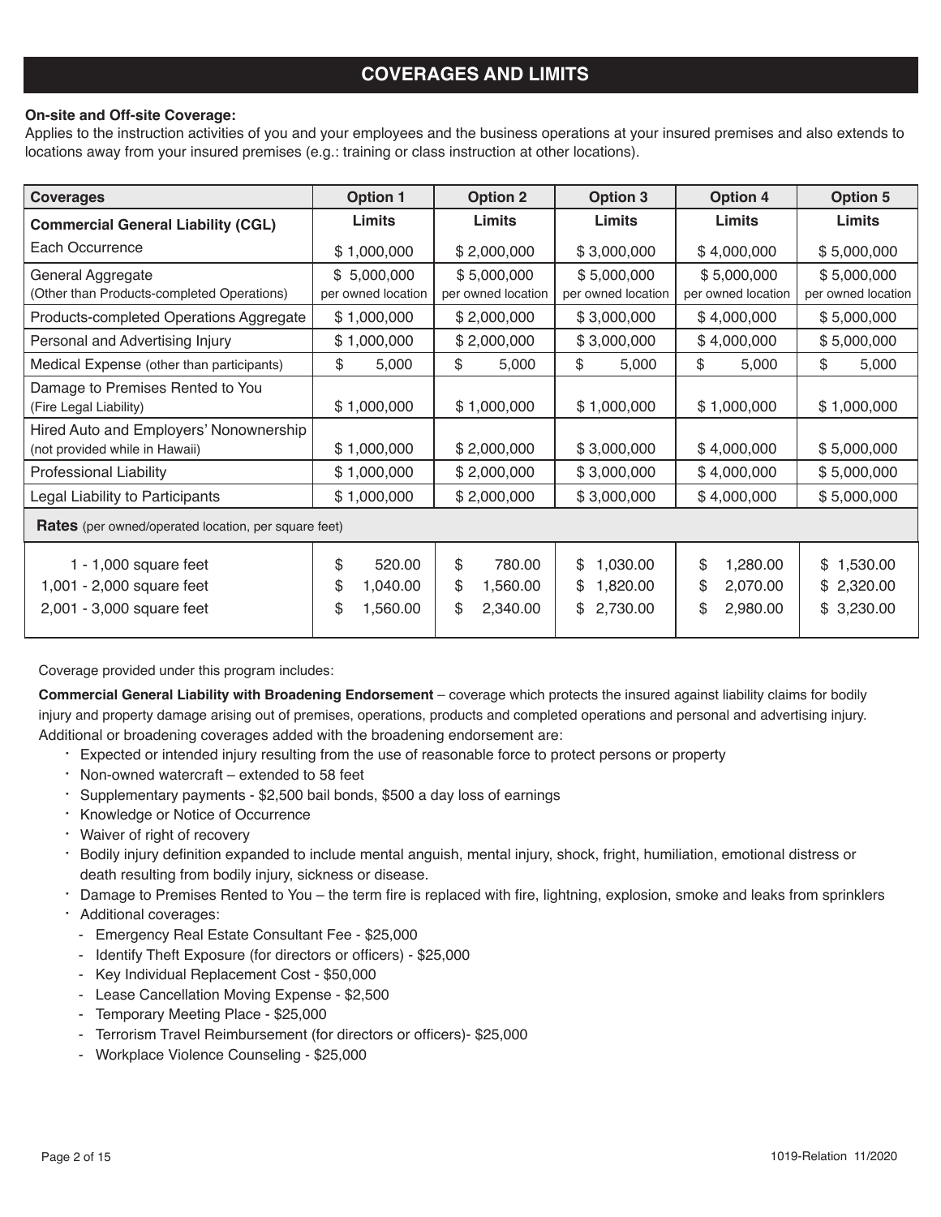# COVERAGES AND LIMITS

**On-site and Off-site Coverage:**
Applies to the instruction activities of you and your employees and the business operations at your insured premises and also extends to locations away from your insured premises (e.g.: training or class instruction at other locations).

| Coverages | Option 1 | Option 2 | Option 3 | Option 4 | Option 5 |
|---|---|---|---|---|---|
| **Commercial General Liability (CGL)** | **Limits** | **Limits** | **Limits** | **Limits** | **Limits** |
| Each Occurrence | $ 1,000,000 | $ 2,000,000 | $ 3,000,000 | $ 4,000,000 | $ 5,000,000 |
| General Aggregate (Other than Products-completed Operations) | $ 5,000,000 per owned location | $ 5,000,000 per owned location | $ 5,000,000 per owned location | $ 5,000,000 per owned location | $ 5,000,000 per owned location |
| Products-completed Operations Aggregate | $ 1,000,000 | $ 2,000,000 | $ 3,000,000 | $ 4,000,000 | $ 5,000,000 |
| Personal and Advertising Injury | $ 1,000,000 | $ 2,000,000 | $ 3,000,000 | $ 4,000,000 | $ 5,000,000 |
| Medical Expense (other than participants) | $ 5,000 | $ 5,000 | $ 5,000 | $ 5,000 | $ 5,000 |
| Damage to Premises Rented to You (Fire Legal Liability) | $ 1,000,000 | $ 1,000,000 | $ 1,000,000 | $ 1,000,000 | $ 1,000,000 |
| Hired Auto and Employers' Nonownership (not provided while in Hawaii) | $ 1,000,000 | $ 2,000,000 | $ 3,000,000 | $ 4,000,000 | $ 5,000,000 |
| Professional Liability | $ 1,000,000 | $ 2,000,000 | $ 3,000,000 | $ 4,000,000 | $ 5,000,000 |
| Legal Liability to Participants | $ 1,000,000 | $ 2,000,000 | $ 3,000,000 | $ 4,000,000 | $ 5,000,000 |
| **Rates** (per owned/operated location, per square feet) | | | | | |
| 1 - 1,000 square feet | $ 520.00 | $ 780.00 | $ 1,030.00 | $ 1,280.00 | $ 1,530.00 |
| 1,001 - 2,000 square feet | $ 1,040.00 | $ 1,560.00 | $ 1,820.00 | $ 2,070.00 | $ 2,320.00 |
| 2,001 - 3,000 square feet | $ 1,560.00 | $ 2,340.00 | $ 2,730.00 | $ 2,980.00 | $ 3,230.00 |

Coverage provided under this program includes:

**Commercial General Liability with Broadening Endorsement** – coverage which protects the insured against liability claims for bodily injury and property damage arising out of premises, operations, products and completed operations and personal and advertising injury. Additional or broadening coverages added with the broadening endorsement are:

- Expected or intended injury resulting from the use of reasonable force to protect persons or property
- Non-owned watercraft – extended to 58 feet
- Supplementary payments - $2,500 bail bonds, $500 a day loss of earnings
- Knowledge or Notice of Occurrence
- Waiver of right of recovery
- Bodily injury definition expanded to include mental anguish, mental injury, shock, fright, humiliation, emotional distress or death resulting from bodily injury, sickness or disease.
- Damage to Premises Rented to You – the term fire is replaced with fire, lightning, explosion, smoke and leaks from sprinklers
- Additional coverages:
  - Emergency Real Estate Consultant Fee - $25,000
  - Identify Theft Exposure (for directors or officers) - $25,000
  - Key Individual Replacement Cost - $50,000
  - Lease Cancellation Moving Expense - $2,500
  - Temporary Meeting Place - $25,000
  - Terrorism Travel Reimbursement (for directors or officers)- $25,000
  - Workplace Violence Counseling - $25,000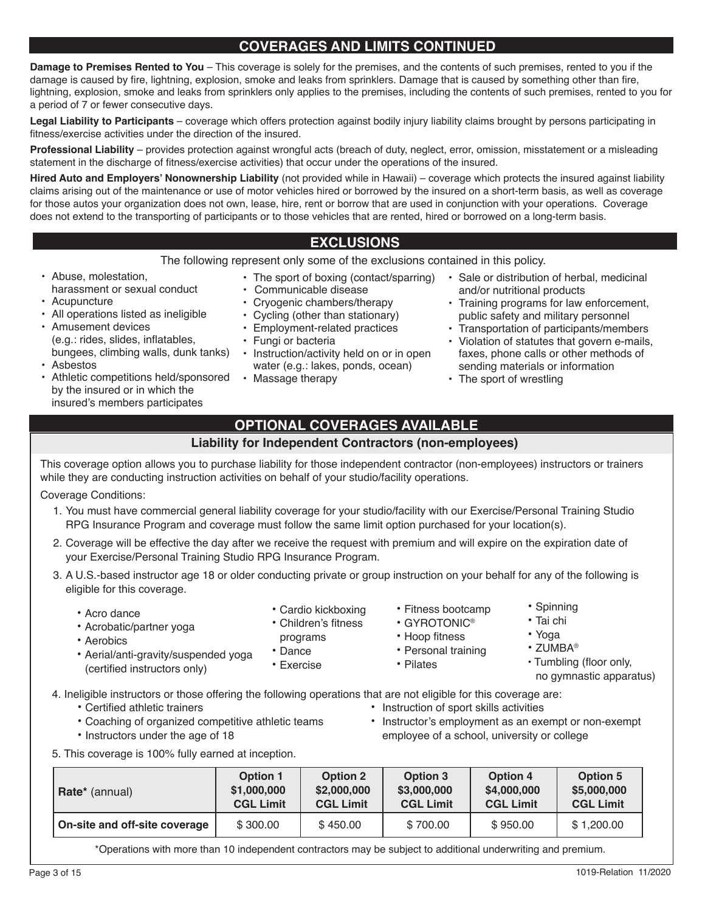## COVERAGES AND LIMITS CONTINUED

**Damage to Premises Rented to You** – This coverage is solely for the premises, and the contents of such premises, rented to you if the damage is caused by fire, lightning, explosion, smoke and leaks from sprinklers. Damage that is caused by something other than fire, lightning, explosion, smoke and leaks from sprinklers only applies to the premises, including the contents of such premises, rented to you for a period of 7 or fewer consecutive days.

**Legal Liability to Participants** – coverage which offers protection against bodily injury liability claims brought by persons participating in fitness/exercise activities under the direction of the insured.

**Professional Liability** – provides protection against wrongful acts (breach of duty, neglect, error, omission, misstatement or a misleading statement in the discharge of fitness/exercise activities) that occur under the operations of the insured.

**Hired Auto and Employers' Nonownership Liability** (not provided while in Hawaii) – coverage which protects the insured against liability claims arising out of the maintenance or use of motor vehicles hired or borrowed by the insured on a short-term basis, as well as coverage for those autos your organization does not own, lease, hire, rent or borrow that are used in conjunction with your operations. Coverage does not extend to the transporting of participants or to those vehicles that are rented, hired or borrowed on a long-term basis.

## EXCLUSIONS

The following represent only some of the exclusions contained in this policy.

- Abuse, molestation, harassment or sexual conduct
- Acupuncture
- All operations listed as ineligible
- Amusement devices (e.g.: rides, slides, inflatables, bungees, climbing walls, dunk tanks)
- Asbestos
- Athletic competitions held/sponsored by the insured or in which the insured's members participates
- The sport of boxing (contact/sparring)
- Communicable disease
- Cryogenic chambers/therapy
- Cycling (other than stationary)
- Employment-related practices
- Fungi or bacteria
- Instruction/activity held on or in open water (e.g.: lakes, ponds, ocean)
- Massage therapy
- Sale or distribution of herbal, medicinal and/or nutritional products
- Training programs for law enforcement, public safety and military personnel
- Transportation of participants/members
- Violation of statutes that govern e-mails, faxes, phone calls or other methods of sending materials or information
- The sport of wrestling

## OPTIONAL COVERAGES AVAILABLE

### Liability for Independent Contractors (non-employees)

This coverage option allows you to purchase liability for those independent contractor (non-employees) instructors or trainers while they are conducting instruction activities on behalf of your studio/facility operations.

Coverage Conditions:

1. You must have commercial general liability coverage for your studio/facility with our Exercise/Personal Training Studio RPG Insurance Program and coverage must follow the same limit option purchased for your location(s).
2. Coverage will be effective the day after we receive the request with premium and will expire on the expiration date of your Exercise/Personal Training Studio RPG Insurance Program.
3. A U.S.-based instructor age 18 or older conducting private or group instruction on your behalf for any of the following is eligible for this coverage.
   - Acro dance
   - Acrobatic/partner yoga
   - Aerobics
   - Aerial/anti-gravity/suspended yoga (certified instructors only)
   - Cardio kickboxing
   - Children's fitness programs
   - Dance
   - Exercise
   - Fitness bootcamp
   - GYROTONIC®
   - Hoop fitness
   - Personal training
   - Pilates
   - Spinning
   - Tai chi
   - Yoga
   - ZUMBA®
   - Tumbling (floor only, no gymnastic apparatus)
4. Ineligible instructors or those offering the following operations that are not eligible for this coverage are:
   - Certified athletic trainers
   - Coaching of organized competitive athletic teams
   - Instructors under the age of 18
   - Instruction of sport skills activities
   - Instructor's employment as an exempt or non-exempt employee of a school, university or college
5. This coverage is 100% fully earned at inception.

| **Rate*** (annual) | **Option 1 $1,000,000 CGL Limit** | **Option 2 $2,000,000 CGL Limit** | **Option 3 $3,000,000 CGL Limit** | **Option 4 $4,000,000 CGL Limit** | **Option 5 $5,000,000 CGL Limit** |
|---|---|---|---|---|---|
| **On-site and off-site coverage** | $ 300.00 | $ 450.00 | $ 700.00 | $ 950.00 | $ 1,200.00 |

*Operations with more than 10 independent contractors may be subject to additional underwriting and premium.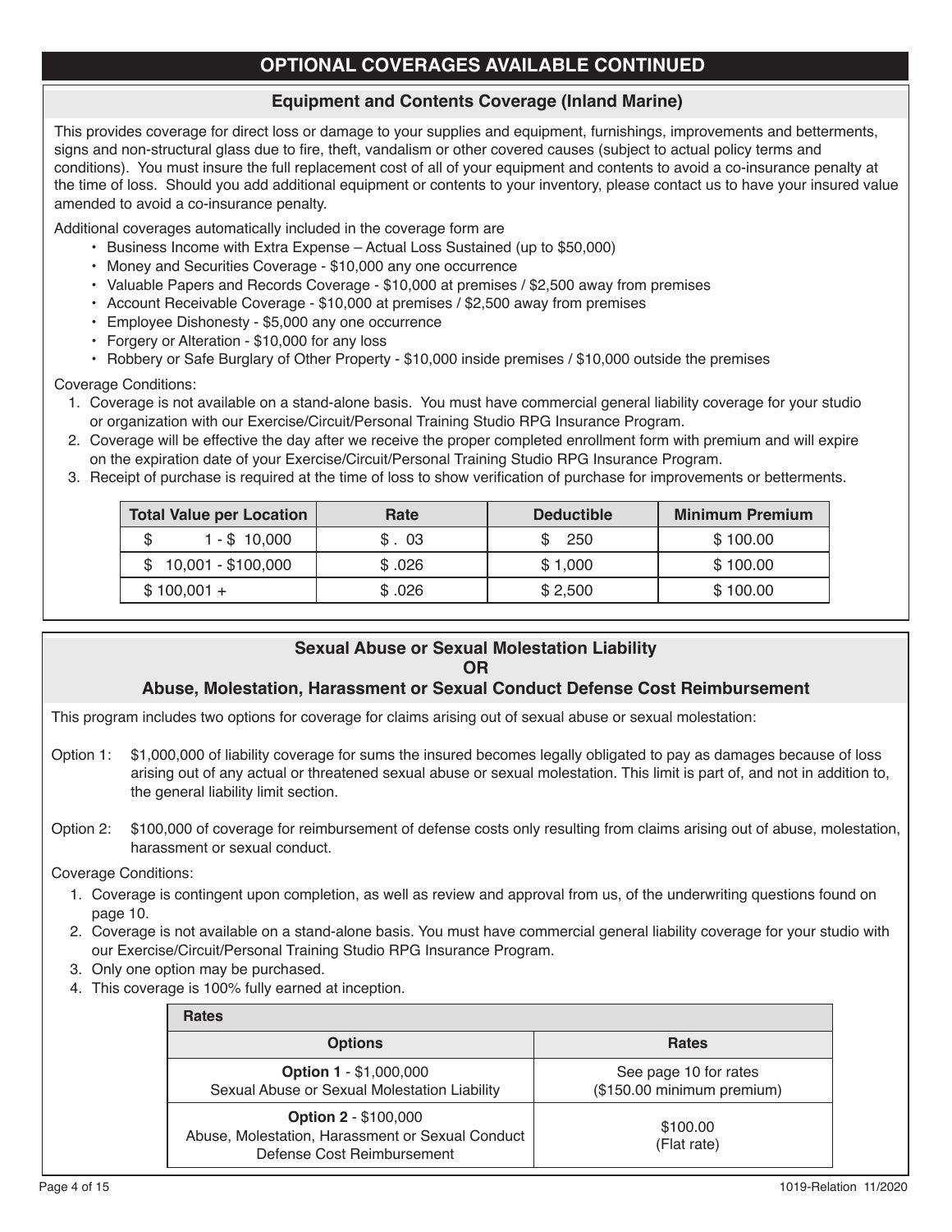## OPTIONAL COVERAGES AVAILABLE CONTINUED

### Equipment and Contents Coverage (Inland Marine)

This provides coverage for direct loss or damage to your supplies and equipment, furnishings, improvements and betterments, signs and non-structural glass due to fire, theft, vandalism or other covered causes (subject to actual policy terms and conditions). You must insure the full replacement cost of all of your equipment and contents to avoid a co-insurance penalty at the time of loss. Should you add additional equipment or contents to your inventory, please contact us to have your insured value amended to avoid a co-insurance penalty.

Additional coverages automatically included in the coverage form are

- Business Income with Extra Expense – Actual Loss Sustained (up to $50,000)
- Money and Securities Coverage - $10,000 any one occurrence
- Valuable Papers and Records Coverage - $10,000 at premises / $2,500 away from premises
- Account Receivable Coverage - $10,000 at premises / $2,500 away from premises
- Employee Dishonesty - $5,000 any one occurrence
- Forgery or Alteration - $10,000 for any loss
- Robbery or Safe Burglary of Other Property - $10,000 inside premises / $10,000 outside the premises

Coverage Conditions:

1. Coverage is not available on a stand-alone basis. You must have commercial general liability coverage for your studio or organization with our Exercise/Circuit/Personal Training Studio RPG Insurance Program.
2. Coverage will be effective the day after we receive the proper completed enrollment form with premium and will expire on the expiration date of your Exercise/Circuit/Personal Training Studio RPG Insurance Program.
3. Receipt of purchase is required at the time of loss to show verification of purchase for improvements or betterments.

| Total Value per Location | Rate | Deductible | Minimum Premium |
|---|---|---|---|
| $ 1 - $ 10,000 | $ . 03 | $ 250 | $ 100.00 |
| $ 10,001 - $100,000 | $ .026 | $ 1,000 | $ 100.00 |
| $ 100,001 + | $ .026 | $ 2,500 | $ 100.00 |

### Sexual Abuse or Sexual Molestation Liability
### OR
### Abuse, Molestation, Harassment or Sexual Conduct Defense Cost Reimbursement

This program includes two options for coverage for claims arising out of sexual abuse or sexual molestation:

Option 1: $1,000,000 of liability coverage for sums the insured becomes legally obligated to pay as damages because of loss arising out of any actual or threatened sexual abuse or sexual molestation. This limit is part of, and not in addition to, the general liability limit section.

Option 2: $100,000 of coverage for reimbursement of defense costs only resulting from claims arising out of abuse, molestation, harassment or sexual conduct.

Coverage Conditions:

1. Coverage is contingent upon completion, as well as review and approval from us, of the underwriting questions found on page 10.
2. Coverage is not available on a stand-alone basis. You must have commercial general liability coverage for your studio with our Exercise/Circuit/Personal Training Studio RPG Insurance Program.
3. Only one option may be purchased.
4. This coverage is 100% fully earned at inception.

| Rates | |
|---|---|
| **Options** | **Rates** |
| **Option 1** - $1,000,000 Sexual Abuse or Sexual Molestation Liability | See page 10 for rates ($150.00 minimum premium) |
| **Option 2** - $100,000 Abuse, Molestation, Harassment or Sexual Conduct Defense Cost Reimbursement | $100.00 (Flat rate) |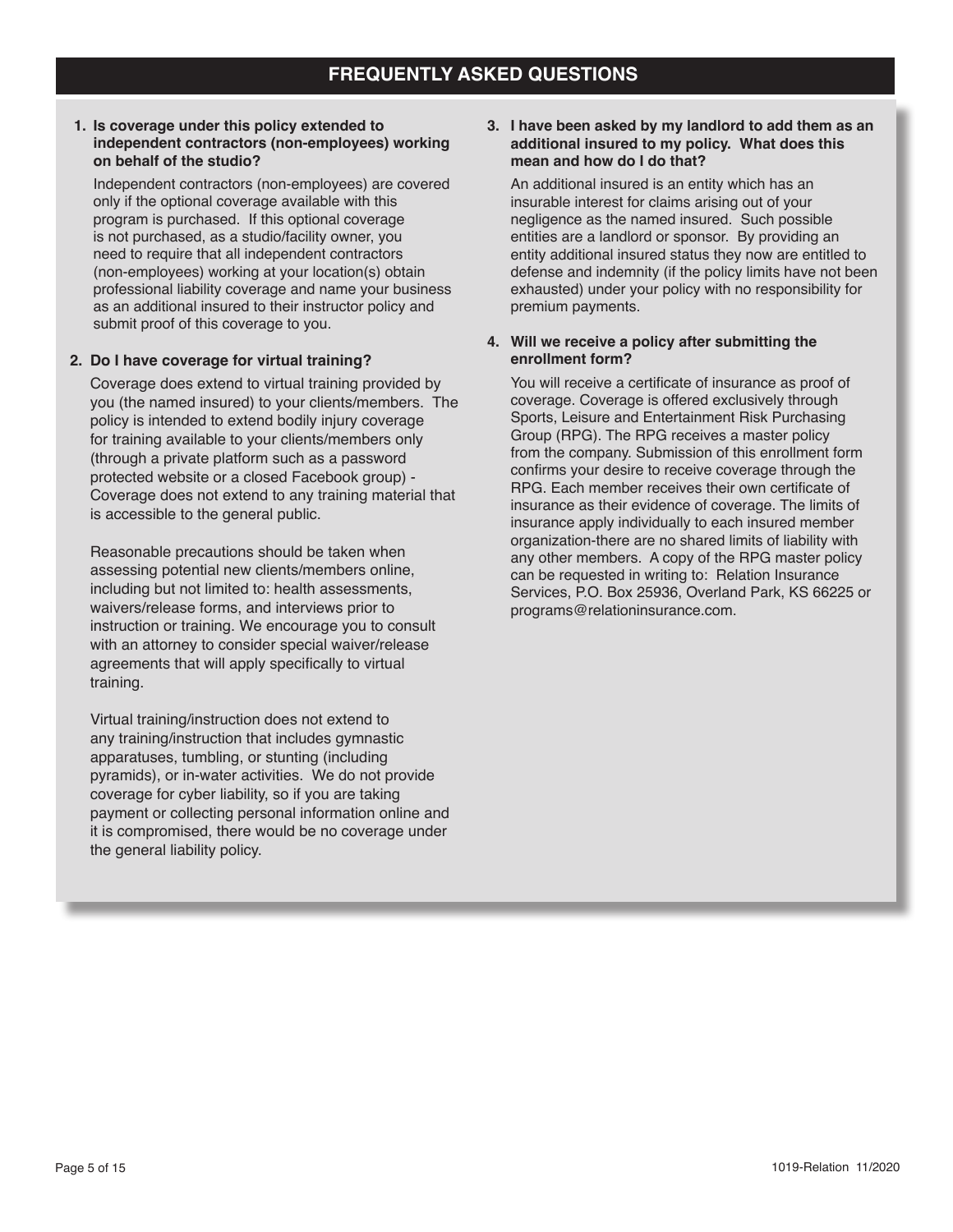# FREQUENTLY ASKED QUESTIONS

**1. Is coverage under this policy extended to independent contractors (non-employees) working on behalf of the studio?**

Independent contractors (non-employees) are covered only if the optional coverage available with this program is purchased. If this optional coverage is not purchased, as a studio/facility owner, you need to require that all independent contractors (non-employees) working at your location(s) obtain professional liability coverage and name your business as an additional insured to their instructor policy and submit proof of this coverage to you.

**2. Do I have coverage for virtual training?**

Coverage does extend to virtual training provided by you (the named insured) to your clients/members. The policy is intended to extend bodily injury coverage for training available to your clients/members only (through a private platform such as a password protected website or a closed Facebook group) - Coverage does not extend to any training material that is accessible to the general public.

Reasonable precautions should be taken when assessing potential new clients/members online, including but not limited to: health assessments, waivers/release forms, and interviews prior to instruction or training. We encourage you to consult with an attorney to consider special waiver/release agreements that will apply specifically to virtual training.

Virtual training/instruction does not extend to any training/instruction that includes gymnastic apparatuses, tumbling, or stunting (including pyramids), or in-water activities. We do not provide coverage for cyber liability, so if you are taking payment or collecting personal information online and it is compromised, there would be no coverage under the general liability policy.

**3. I have been asked by my landlord to add them as an additional insured to my policy. What does this mean and how do I do that?**

An additional insured is an entity which has an insurable interest for claims arising out of your negligence as the named insured. Such possible entities are a landlord or sponsor. By providing an entity additional insured status they now are entitled to defense and indemnity (if the policy limits have not been exhausted) under your policy with no responsibility for premium payments.

**4. Will we receive a policy after submitting the enrollment form?**

You will receive a certificate of insurance as proof of coverage. Coverage is offered exclusively through Sports, Leisure and Entertainment Risk Purchasing Group (RPG). The RPG receives a master policy from the company. Submission of this enrollment form confirms your desire to receive coverage through the RPG. Each member receives their own certificate of insurance as their evidence of coverage. The limits of insurance apply individually to each insured member organization-there are no shared limits of liability with any other members. A copy of the RPG master policy can be requested in writing to: Relation Insurance Services, P.O. Box 25936, Overland Park, KS 66225 or programs@relationinsurance.com.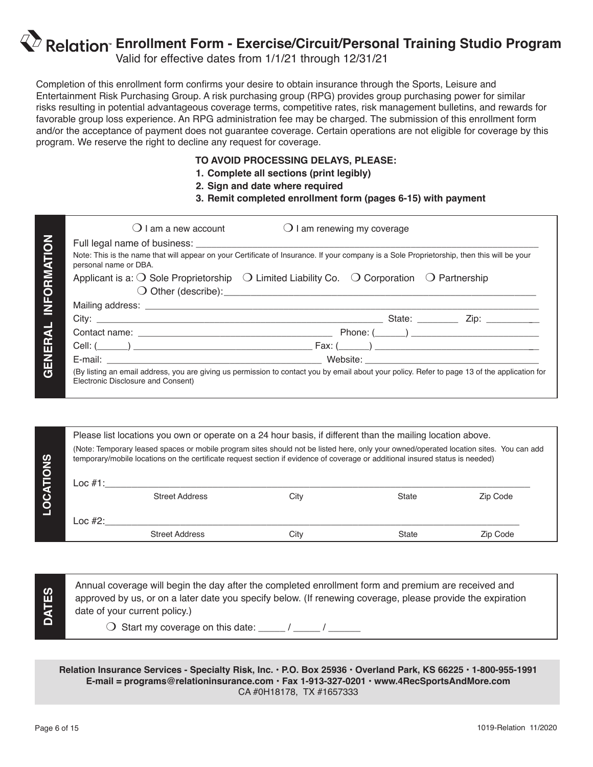# Relation™ Enrollment Form - Exercise/Circuit/Personal Training Studio Program

Valid for effective dates from 1/1/21 through 12/31/21

Completion of this enrollment form confirms your desire to obtain insurance through the Sports, Leisure and Entertainment Risk Purchasing Group. A risk purchasing group (RPG) provides group purchasing power for similar risks resulting in potential advantageous coverage terms, competitive rates, risk management bulletins, and rewards for favorable group loss experience. An RPG administration fee may be charged. The submission of this enrollment form and/or the acceptance of payment does not guarantee coverage. Certain operations are not eligible for coverage by this program. We reserve the right to decline any request for coverage.

**TO AVOID PROCESSING DELAYS, PLEASE:**

1. **Complete all sections (print legibly)**
2. **Sign and date where required**
3. **Remit completed enrollment form (pages 6-15) with payment**

## GENERAL INFORMATION

❍ I am a new account ❍ I am renewing my coverage

Full legal name of business: ________________________________________________

Note: This is the name that will appear on your Certificate of Insurance. If your company is a Sole Proprietorship, then this will be your personal name or DBA.

Applicant is a: ❍ Sole Proprietorship ❍ Limited Liability Co. ❍ Corporation ❍ Partnership ❍ Other (describe):______________________________

Mailing address: ________________________________________________

City: ______________________________ State: ________ Zip: __________

Contact name: ______________________________ Phone: (______) ______________________

Cell: (______) ______________________________ Fax: (______) ______________________

E-mail: ______________________________ Website: ______________________________

(By listing an email address, you are giving us permission to contact you by email about your policy. Refer to page 13 of the application for Electronic Disclosure and Consent)

## LOCATIONS

Please list locations you own or operate on a 24 hour basis, if different than the mailing location above.

(Note: Temporary leased spaces or mobile program sites should not be listed here, only your owned/operated location sites. You can add temporary/mobile locations on the certificate request section if evidence of coverage or additional insured status is needed)

Loc #1:________________________________________________________________

Street Address City State Zip Code

Loc #2:________________________________________________________________

Street Address City State Zip Code

## DATES

Annual coverage will begin the day after the completed enrollment form and premium are received and approved by us, or on a later date you specify below. (If renewing coverage, please provide the expiration date of your current policy.)

❍ Start my coverage on this date: _____ / _____ / ______

**Relation Insurance Services - Specialty Risk, Inc. • P.O. Box 25936 • Overland Park, KS 66225 • 1-800-955-1991**
**E-mail = programs@relationinsurance.com • Fax 1-913-327-0201 • www.4RecSportsAndMore.com**
CA #0H18178, TX #1657333

1019-Relation 11/2020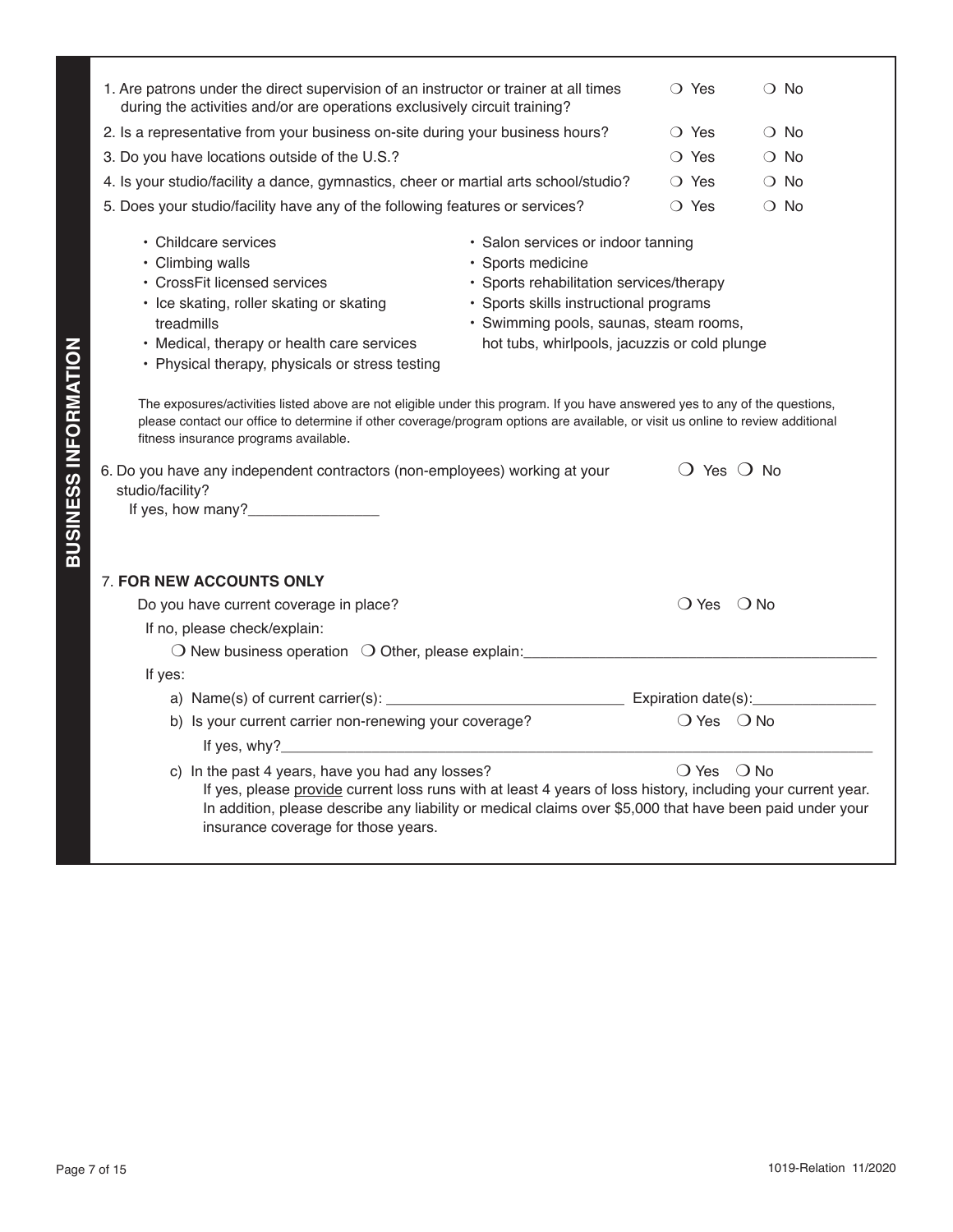## BUSINESS INFORMATION

1. Are patrons under the direct supervision of an instructor or trainer at all times during the activities and/or are operations exclusively circuit training? ❍ Yes ❍ No
2. Is a representative from your business on-site during your business hours? ❍ Yes ❍ No
3. Do you have locations outside of the U.S.? ❍ Yes ❍ No
4. Is your studio/facility a dance, gymnastics, cheer or martial arts school/studio? ❍ Yes ❍ No
5. Does your studio/facility have any of the following features or services? ❍ Yes ❍ No

   - Childcare services
   - Climbing walls
   - CrossFit licensed services
   - Ice skating, roller skating or skating treadmills
   - Medical, therapy or health care services
   - Physical therapy, physicals or stress testing
   - Salon services or indoor tanning
   - Sports medicine
   - Sports rehabilitation services/therapy
   - Sports skills instructional programs
   - Swimming pools, saunas, steam rooms, hot tubs, whirlpools, jacuzzis or cold plunge

   The exposures/activities listed above are not eligible under this program. If you have answered yes to any of the questions, please contact our office to determine if other coverage/program options are available, or visit us online to review additional fitness insurance programs available.

6. Do you have any independent contractors (non-employees) working at your studio/facility? ❍ Yes ❍ No

   If yes, how many?________________

7. **FOR NEW ACCOUNTS ONLY**

   Do you have current coverage in place? ❍ Yes ❍ No

   If no, please check/explain:

   ❍ New business operation ❍ Other, please explain:____________________________________________

   If yes:

   a) Name(s) of current carrier(s): ____________________________ Expiration date(s):_______________

   b) Is your current carrier non-renewing your coverage? ❍ Yes ❍ No

      If yes, why?__________________________________________________________________________

   c) In the past 4 years, have you had any losses? ❍ Yes ❍ No

      If yes, please provide current loss runs with at least 4 years of loss history, including your current year. In addition, please describe any liability or medical claims over $5,000 that have been paid under your insurance coverage for those years.

1019-Relation 11/2020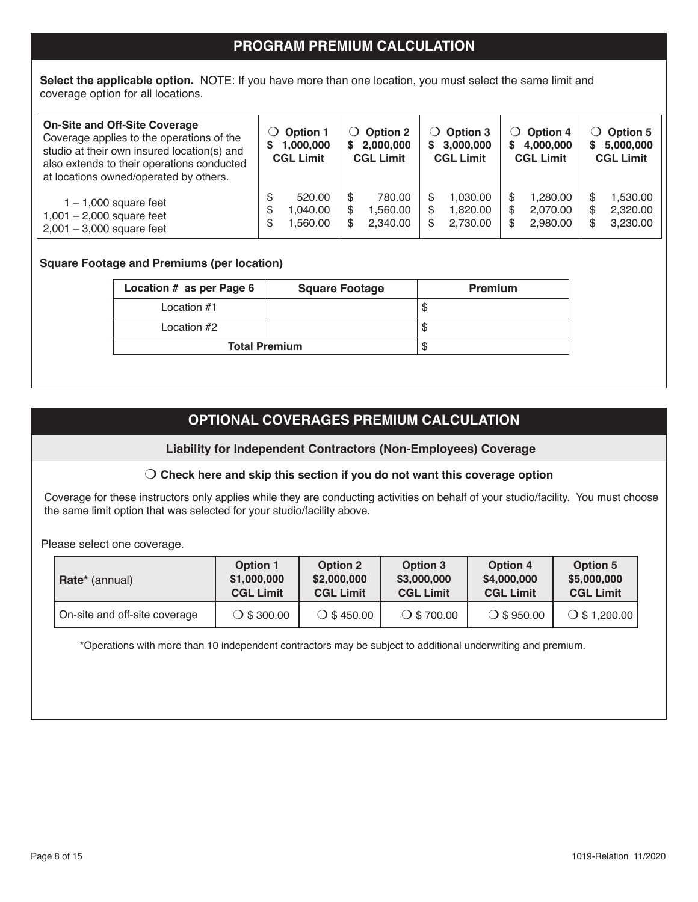## PROGRAM PREMIUM CALCULATION

**Select the applicable option.** NOTE: If you have more than one location, you must select the same limit and coverage option for all locations.

| **On-Site and Off-Site Coverage** Coverage applies to the operations of the studio at their own insured location(s) and also extends to their operations conducted at locations owned/operated by others. | ❍ **Option 1** **$ 1,000,000 CGL Limit** | ❍ **Option 2** **$ 2,000,000 CGL Limit** | ❍ **Option 3** **$ 3,000,000 CGL Limit** | ❍ **Option 4** **$ 4,000,000 CGL Limit** | ❍ **Option 5** **$ 5,000,000 CGL Limit** |
|---|---|---|---|---|---|
| 1 – 1,000 square feet | $ 520.00 | $ 780.00 | $ 1,030.00 | $ 1,280.00 | $ 1,530.00 |
| 1,001 – 2,000 square feet | $ 1,040.00 | $ 1,560.00 | $ 1,820.00 | $ 2,070.00 | $ 2,320.00 |
| 2,001 – 3,000 square feet | $ 1,560.00 | $ 2,340.00 | $ 2,730.00 | $ 2,980.00 | $ 3,230.00 |

**Square Footage and Premiums (per location)**

| Location # as per Page 6 | Square Footage | Premium |
|---|---|---|
| Location #1 | | $ |
| Location #2 | | $ |
| **Total Premium** | | $ |

## OPTIONAL COVERAGES PREMIUM CALCULATION

### Liability for Independent Contractors (Non-Employees) Coverage

❍ **Check here and skip this section if you do not want this coverage option**

Coverage for these instructors only applies while they are conducting activities on behalf of your studio/facility. You must choose the same limit option that was selected for your studio/facility above.

Please select one coverage.

| **Rate*** (annual) | **Option 1** **$1,000,000 CGL Limit** | **Option 2** **$2,000,000 CGL Limit** | **Option 3** **$3,000,000 CGL Limit** | **Option 4** **$4,000,000 CGL Limit** | **Option 5** **$5,000,000 CGL Limit** |
|---|---|---|---|---|---|
| On-site and off-site coverage | ❍ $ 300.00 | ❍ $ 450.00 | ❍ $ 700.00 | ❍ $ 950.00 | ❍ $ 1,200.00 |

*Operations with more than 10 independent contractors may be subject to additional underwriting and premium.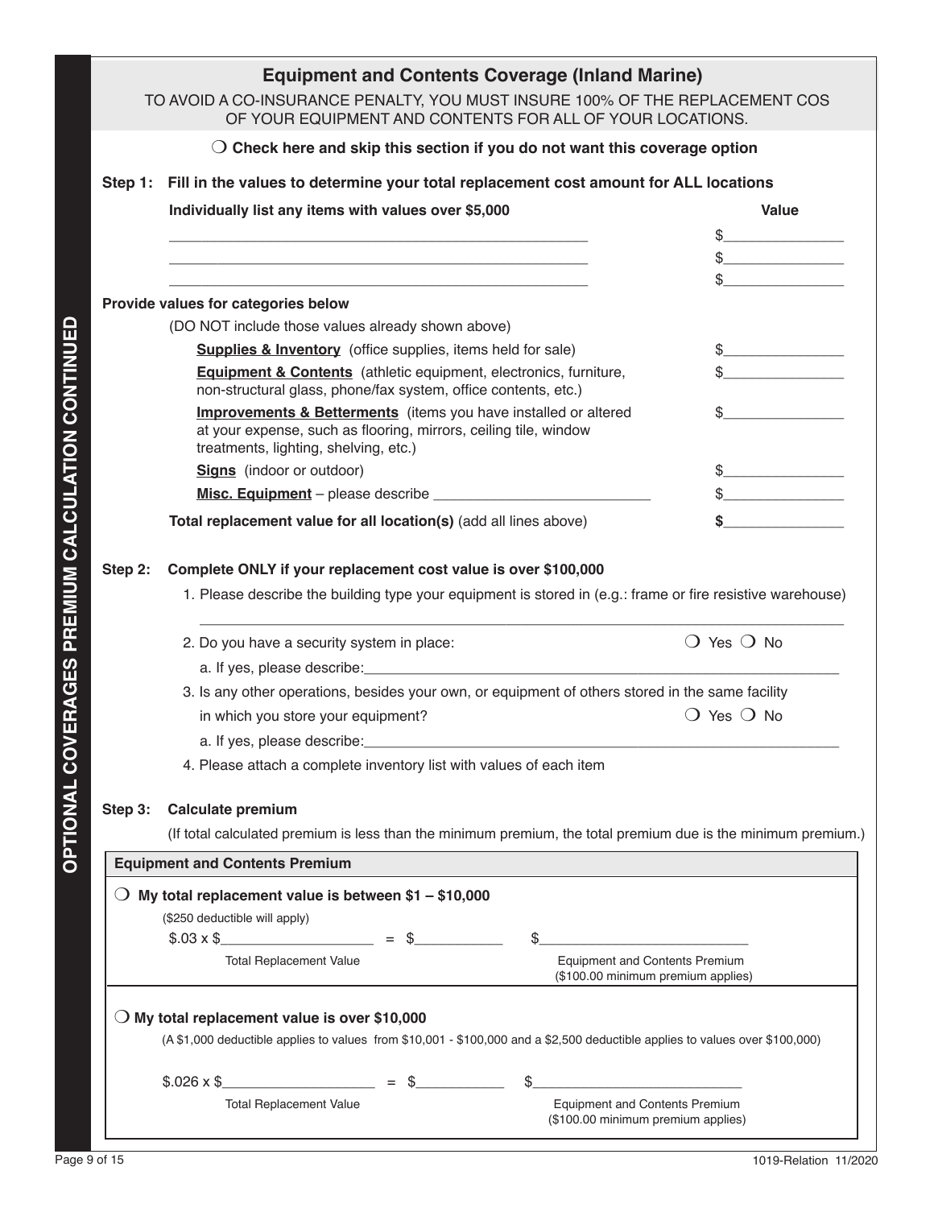OPTIONAL COVERAGES PREMIUM CALCULATION CONTINUED

## Equipment and Contents Coverage (Inland Marine)

TO AVOID A CO-INSURANCE PENALTY, YOU MUST INSURE 100% OF THE REPLACEMENT COS OF YOUR EQUIPMENT AND CONTENTS FOR ALL OF YOUR LOCATIONS.

❍ **Check here and skip this section if you do not want this coverage option**

**Step 1: Fill in the values to determine your total replacement cost amount for ALL locations**

| **Individually list any items with values over $5,000** | **Value** |
|---|---|
| ______________________________ | $____________ |
| ______________________________ | $____________ |
| ______________________________ | $____________ |

**Provide values for categories below**

(DO NOT include those values already shown above)

| | |
|---|---|
| **Supplies & Inventory** (office supplies, items held for sale) | $____________ |
| **Equipment & Contents** (athletic equipment, electronics, furniture, non-structural glass, phone/fax system, office contents, etc.) | $____________ |
| **Improvements & Betterments** (items you have installed or altered at your expense, such as flooring, mirrors, ceiling tile, window treatments, lighting, shelving, etc.) | $____________ |
| **Signs** (indoor or outdoor) | $____________ |
| **Misc. Equipment** – please describe ____________________ | $____________ |
| **Total replacement value for all location(s)** (add all lines above) | **$____________** |

**Step 2: Complete ONLY if your replacement cost value is over $100,000**

1. Please describe the building type your equipment is stored in (e.g.: frame or fire resistive warehouse)

   ________________________________________________________________

2. Do you have a security system in place: ❍ Yes ❍ No

   a. If yes, please describe:________________________________________

3. Is any other operations, besides your own, or equipment of others stored in the same facility in which you store your equipment? ❍ Yes ❍ No

   a. If yes, please describe:________________________________________

4. Please attach a complete inventory list with values of each item

**Step 3: Calculate premium**

(If total calculated premium is less than the minimum premium, the total premium due is the minimum premium.)

**Equipment and Contents Premium**

❍ **My total replacement value is between $1 – $10,000**

($250 deductible will apply)

$.03 x $______________ = $__________ $____________________

Total Replacement Value — Equipment and Contents Premium ($100.00 minimum premium applies)

❍ **My total replacement value is over $10,000**

(A $1,000 deductible applies to values from $10,001 - $100,000 and a $2,500 deductible applies to values over $100,000)

$.026 x $______________ = $__________ $____________________

Total Replacement Value — Equipment and Contents Premium ($100.00 minimum premium applies)

1019-Relation 11/2020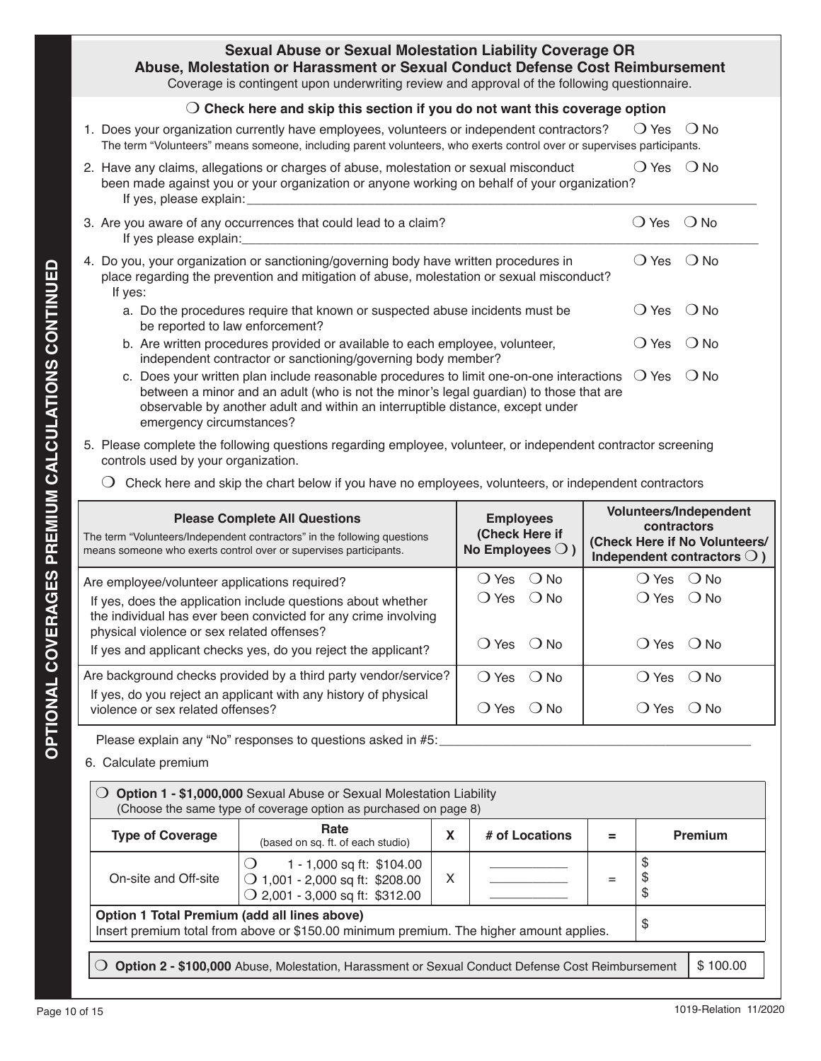## Sexual Abuse or Sexual Molestation Liability Coverage OR Abuse, Molestation or Harassment or Sexual Conduct Defense Cost Reimbursement

Coverage is contingent upon underwriting review and approval of the following questionnaire.

❍ **Check here and skip this section if you do not want this coverage option**

1. Does your organization currently have employees, volunteers or independent contractors? ❍ Yes ❍ No
   The term "Volunteers" means someone, including parent volunteers, who exerts control over or supervises participants.
2. Have any claims, allegations or charges of abuse, molestation or sexual misconduct been made against you or your organization or anyone working on behalf of your organization? ❍ Yes ❍ No
   If yes, please explain: ______________________________
3. Are you aware of any occurrences that could lead to a claim? ❍ Yes ❍ No
   If yes please explain: ______________________________
4. Do you, your organization or sanctioning/governing body have written procedures in place regarding the prevention and mitigation of abuse, molestation or sexual misconduct? ❍ Yes ❍ No
   If yes:
   a. Do the procedures require that known or suspected abuse incidents must be reported to law enforcement? ❍ Yes ❍ No
   b. Are written procedures provided or available to each employee, volunteer, independent contractor or sanctioning/governing body member? ❍ Yes ❍ No
   c. Does your written plan include reasonable procedures to limit one-on-one interactions between a minor and an adult (who is not the minor's legal guardian) to those that are observable by another adult and within an interruptible distance, except under emergency circumstances? ❍ Yes ❍ No
5. Please complete the following questions regarding employee, volunteer, or independent contractor screening controls used by your organization.

   ❍ Check here and skip the chart below if you have no employees, volunteers, or independent contractors

| **Please Complete All Questions**<br>The term "Volunteers/Independent contractors" in the following questions means someone who exerts control over or supervises participants. | **Employees (Check Here if No Employees ❍ )** | **Volunteers/Independent contractors (Check Here if No Volunteers/ Independent contractors ❍ )** |
|---|---|---|
| Are employee/volunteer applications required? | ❍ Yes ❍ No | ❍ Yes ❍ No |
| If yes, does the application include questions about whether the individual has ever been convicted for any crime involving physical violence or sex related offenses? | ❍ Yes ❍ No | ❍ Yes ❍ No |
| If yes and applicant checks yes, do you reject the applicant? | ❍ Yes ❍ No | ❍ Yes ❍ No |
| Are background checks provided by a third party vendor/service? | ❍ Yes ❍ No | ❍ Yes ❍ No |
| If yes, do you reject an applicant with any history of physical violence or sex related offenses? | ❍ Yes ❍ No | ❍ Yes ❍ No |

Please explain any "No" responses to questions asked in #5: ______________________________

6. Calculate premium

❍ **Option 1 - $1,000,000** Sexual Abuse or Sexual Molestation Liability
(Choose the same type of coverage option as purchased on page 8)

| Type of Coverage | Rate (based on sq. ft. of each studio) | X | # of Locations | = | Premium |
|---|---|---|---|---|---|
| On-site and Off-site | ❍ 1 - 1,000 sq ft: $104.00<br>❍ 1,001 - 2,000 sq ft: $208.00<br>❍ 2,001 - 3,000 sq ft: $312.00 | X | ________<br>________<br>________ | = | $<br>$<br>$ |
| **Option 1 Total Premium (add all lines above)**<br>Insert premium total from above or $150.00 minimum premium. The higher amount applies. | | | | | $ |

| ❍ **Option 2 - $100,000** Abuse, Molestation, Harassment or Sexual Conduct Defense Cost Reimbursement | $ 100.00 |
|---|---|

OPTIONAL COVERAGES PREMIUM CALCULATIONS CONTINUED

1019-Relation 11/2020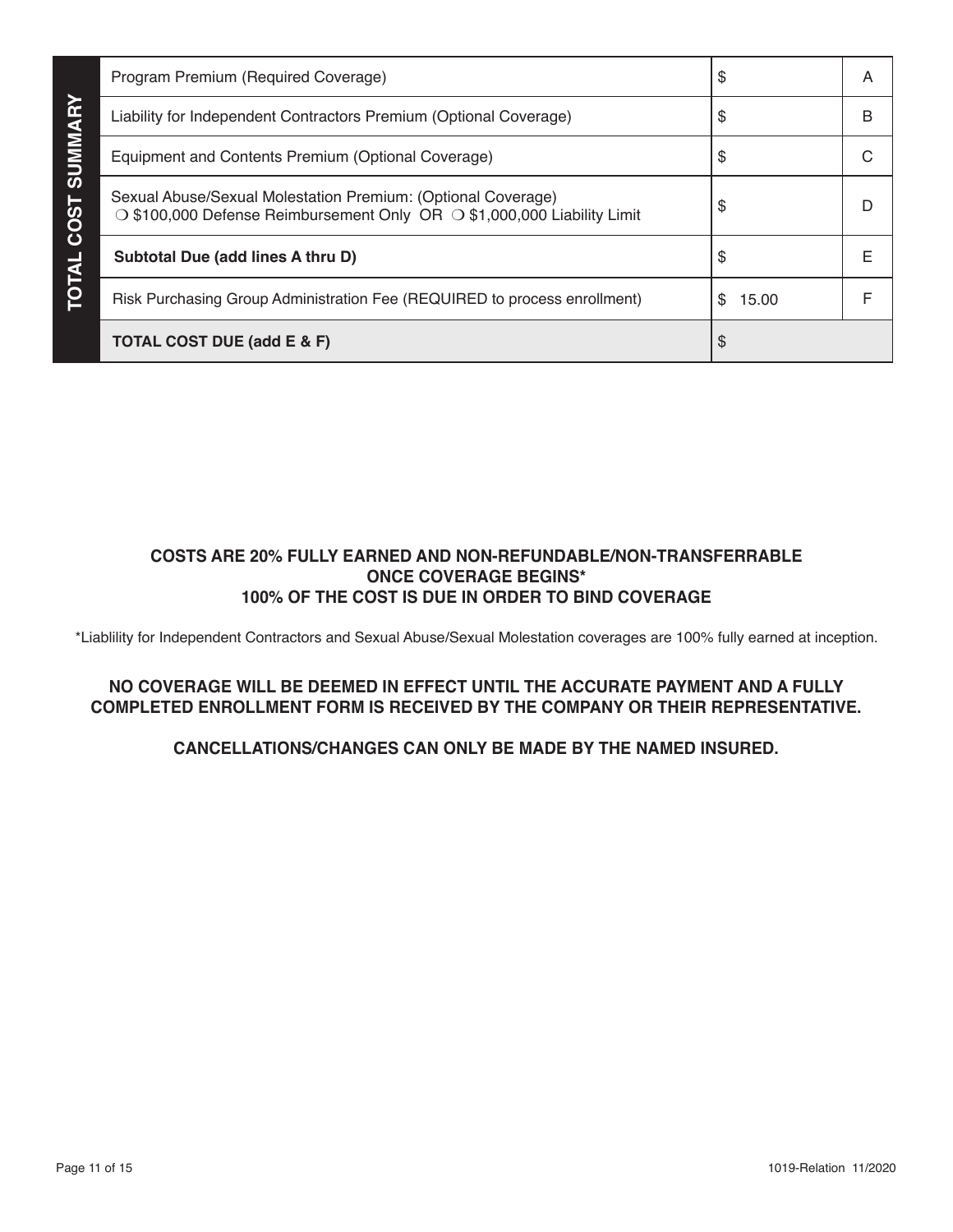## TOTAL COST SUMMARY

| Item | Amount | Line |
|---|---|---|
| Program Premium (Required Coverage) | $ | A |
| Liability for Independent Contractors Premium (Optional Coverage) | $ | B |
| Equipment and Contents Premium (Optional Coverage) | $ | C |
| Sexual Abuse/Sexual Molestation Premium: (Optional Coverage) ❍ $100,000 Defense Reimbursement Only OR ❍ $1,000,000 Liability Limit | $ | D |
| **Subtotal Due (add lines A thru D)** | $ | E |
| Risk Purchasing Group Administration Fee (REQUIRED to process enrollment) | $ 15.00 | F |
| **TOTAL COST DUE (add E & F)** | $ | |

**COSTS ARE 20% FULLY EARNED AND NON-REFUNDABLE/NON-TRANSFERRABLE ONCE COVERAGE BEGINS***
**100% OF THE COST IS DUE IN ORDER TO BIND COVERAGE**

*Liablility for Independent Contractors and Sexual Abuse/Sexual Molestation coverages are 100% fully earned at inception.

**NO COVERAGE WILL BE DEEMED IN EFFECT UNTIL THE ACCURATE PAYMENT AND A FULLY COMPLETED ENROLLMENT FORM IS RECEIVED BY THE COMPANY OR THEIR REPRESENTATIVE.**

**CANCELLATIONS/CHANGES CAN ONLY BE MADE BY THE NAMED INSURED.**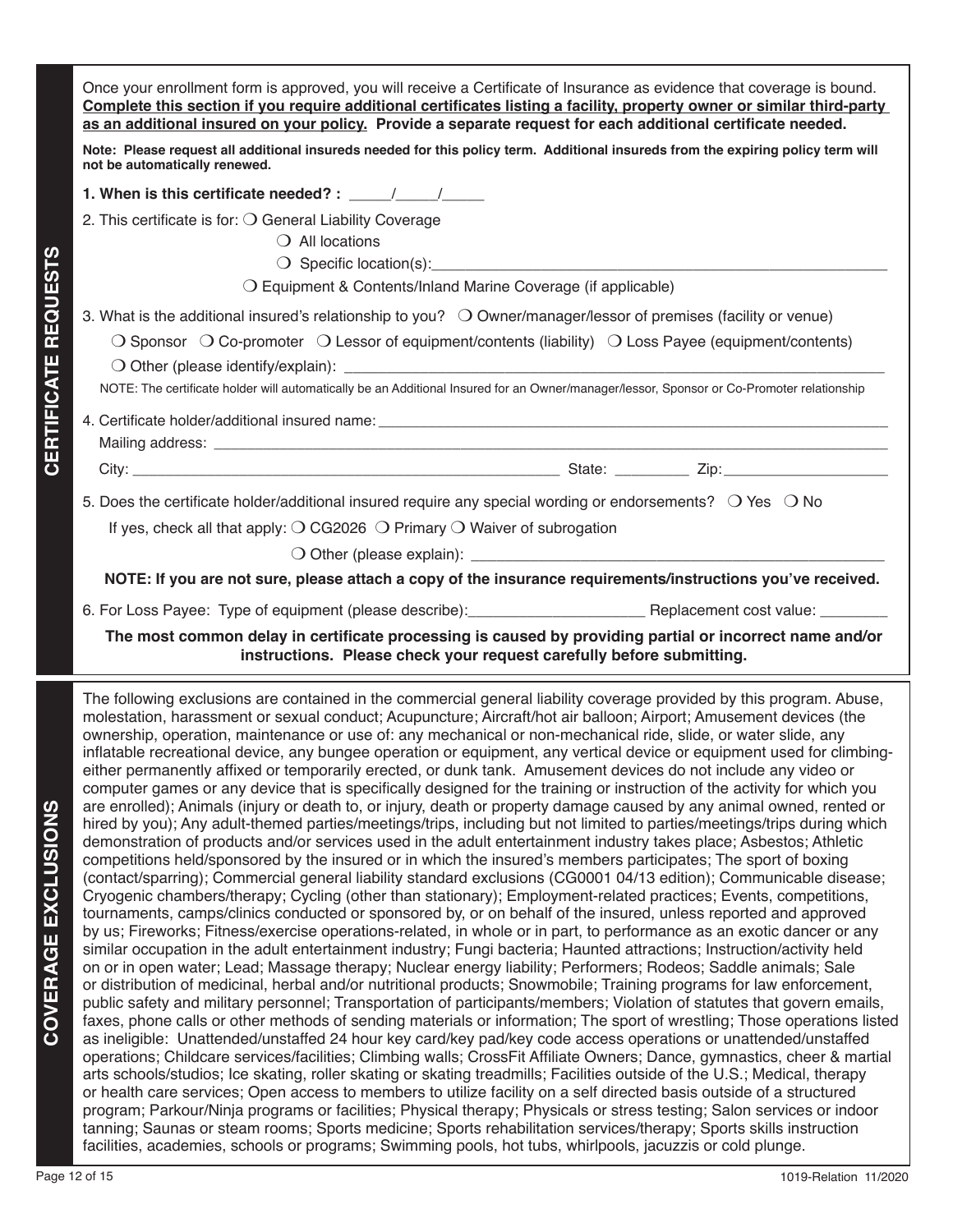## CERTIFICATE REQUESTS

Once your enrollment form is approved, you will receive a Certificate of Insurance as evidence that coverage is bound. **Complete this section if you require additional certificates listing a facility, property owner or similar third-party as an additional insured on your policy. Provide a separate request for each additional certificate needed.**

**Note: Please request all additional insureds needed for this policy term. Additional insureds from the expiring policy term will not be automatically renewed.**

**1. When is this certificate needed? : _____/_____/_____**

2. This certificate is for: ❍ General Liability Coverage

❍ All locations

❍ Specific location(s):______________________________________________________

❍ Equipment & Contents/Inland Marine Coverage (if applicable)

3. What is the additional insured's relationship to you? ❍ Owner/manager/lessor of premises (facility or venue)

❍ Sponsor ❍ Co-promoter ❍ Lessor of equipment/contents (liability) ❍ Loss Payee (equipment/contents)

❍ Other (please identify/explain): ______________________________________________________

NOTE: The certificate holder will automatically be an Additional Insured for an Owner/manager/lessor, Sponsor or Co-Promoter relationship

4. Certificate holder/additional insured name: ______________________________________________________

Mailing address: ______________________________________________________

City: ______________________________ State: _________ Zip: ____________________

5. Does the certificate holder/additional insured require any special wording or endorsements? ❍ Yes ❍ No

If yes, check all that apply: ❍ CG2026 ❍ Primary ❍ Waiver of subrogation

❍ Other (please explain): ______________________________________________________

**NOTE: If you are not sure, please attach a copy of the insurance requirements/instructions you've received.**

6. For Loss Payee: Type of equipment (please describe):____________________ Replacement cost value: ________

**The most common delay in certificate processing is caused by providing partial or incorrect name and/or instructions. Please check your request carefully before submitting.**

## COVERAGE EXCLUSIONS

The following exclusions are contained in the commercial general liability coverage provided by this program. Abuse, molestation, harassment or sexual conduct; Acupuncture; Aircraft/hot air balloon; Airport; Amusement devices (the ownership, operation, maintenance or use of: any mechanical or non-mechanical ride, slide, or water slide, any inflatable recreational device, any bungee operation or equipment, any vertical device or equipment used for climbing-either permanently affixed or temporarily erected, or dunk tank. Amusement devices do not include any video or computer games or any device that is specifically designed for the training or instruction of the activity for which you are enrolled); Animals (injury or death to, or injury, death or property damage caused by any animal owned, rented or hired by you); Any adult-themed parties/meetings/trips, including but not limited to parties/meetings/trips during which demonstration of products and/or services used in the adult entertainment industry takes place; Asbestos; Athletic competitions held/sponsored by the insured or in which the insured's members participates; The sport of boxing (contact/sparring); Commercial general liability standard exclusions (CG0001 04/13 edition); Communicable disease; Cryogenic chambers/therapy; Cycling (other than stationary); Employment-related practices; Events, competitions, tournaments, camps/clinics conducted or sponsored by, or on behalf of the insured, unless reported and approved by us; Fireworks; Fitness/exercise operations-related, in whole or in part, to performance as an exotic dancer or any similar occupation in the adult entertainment industry; Fungi bacteria; Haunted attractions; Instruction/activity held on or in open water; Lead; Massage therapy; Nuclear energy liability; Performers; Rodeos; Saddle animals; Sale or distribution of medicinal, herbal and/or nutritional products; Snowmobile; Training programs for law enforcement, public safety and military personnel; Transportation of participants/members; Violation of statutes that govern emails, faxes, phone calls or other methods of sending materials or information; The sport of wrestling; Those operations listed as ineligible: Unattended/unstaffed 24 hour key card/key pad/key code access operations or unattended/unstaffed operations; Childcare services/facilities; Climbing walls; CrossFit Affiliate Owners; Dance, gymnastics, cheer & martial arts schools/studios; Ice skating, roller skating or skating treadmills; Facilities outside of the U.S.; Medical, therapy or health care services; Open access to members to utilize facility on a self directed basis outside of a structured program; Parkour/Ninja programs or facilities; Physical therapy; Physicals or stress testing; Salon services or indoor tanning; Saunas or steam rooms; Sports medicine; Sports rehabilitation services/therapy; Sports skills instruction facilities, academies, schools or programs; Swimming pools, hot tubs, whirlpools, jacuzzis or cold plunge.

1019-Relation 11/2020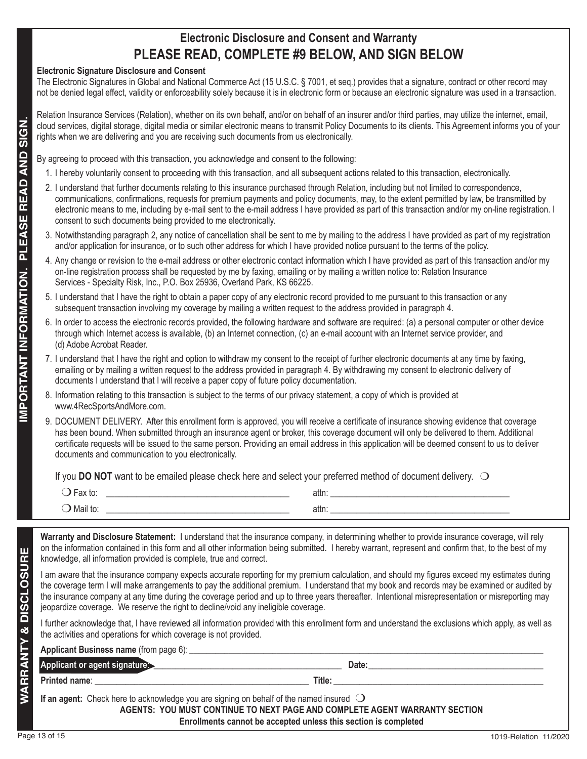IMPORTANT INFORMATION. PLEASE READ AND SIGN.

## Electronic Disclosure and Consent and Warranty

## PLEASE READ, COMPLETE #9 BELOW, AND SIGN BELOW

**Electronic Signature Disclosure and Consent**

The Electronic Signatures in Global and National Commerce Act (15 U.S.C. § 7001, et seq.) provides that a signature, contract or other record may not be denied legal effect, validity or enforceability solely because it is in electronic form or because an electronic signature was used in a transaction.

Relation Insurance Services (Relation), whether on its own behalf, and/or on behalf of an insurer and/or third parties, may utilize the internet, email, cloud services, digital storage, digital media or similar electronic means to transmit Policy Documents to its clients. This Agreement informs you of your rights when we are delivering and you are receiving such documents from us electronically.

By agreeing to proceed with this transaction, you acknowledge and consent to the following:

1. I hereby voluntarily consent to proceeding with this transaction, and all subsequent actions related to this transaction, electronically.
2. I understand that further documents relating to this insurance purchased through Relation, including but not limited to correspondence, communications, confirmations, requests for premium payments and policy documents, may, to the extent permitted by law, be transmitted by electronic means to me, including by e-mail sent to the e-mail address I have provided as part of this transaction and/or my on-line registration. I consent to such documents being provided to me electronically.
3. Notwithstanding paragraph 2, any notice of cancellation shall be sent to me by mailing to the address I have provided as part of my registration and/or application for insurance, or to such other address for which I have provided notice pursuant to the terms of the policy.
4. Any change or revision to the e-mail address or other electronic contact information which I have provided as part of this transaction and/or my on-line registration process shall be requested by me by faxing, emailing or by mailing a written notice to: Relation Insurance Services - Specialty Risk, Inc., P.O. Box 25936, Overland Park, KS 66225.
5. I understand that I have the right to obtain a paper copy of any electronic record provided to me pursuant to this transaction or any subsequent transaction involving my coverage by mailing a written request to the address provided in paragraph 4.
6. In order to access the electronic records provided, the following hardware and software are required: (a) a personal computer or other device through which Internet access is available, (b) an Internet connection, (c) an e-mail account with an Internet service provider, and (d) Adobe Acrobat Reader.
7. I understand that I have the right and option to withdraw my consent to the receipt of further electronic documents at any time by faxing, emailing or by mailing a written request to the address provided in paragraph 4. By withdrawing my consent to electronic delivery of documents I understand that I will receive a paper copy of future policy documentation.
8. Information relating to this transaction is subject to the terms of our privacy statement, a copy of which is provided at www.4RecSportsAndMore.com.
9. DOCUMENT DELIVERY. After this enrollment form is approved, you will receive a certificate of insurance showing evidence that coverage has been bound. When submitted through an insurance agent or broker, this coverage document will only be delivered to them. Additional certificate requests will be issued to the same person. Providing an email address in this application will be deemed consent to us to deliver documents and communication to you electronically.

If you **DO NOT** want to be emailed please check here and select your preferred method of document delivery. ❍

❍ Fax to: ________________________________________ attn: ________________________________________

❍ Mail to: ________________________________________ attn: ________________________________________

WARRANTY & DISCLOSURE

**Warranty and Disclosure Statement:** I understand that the insurance company, in determining whether to provide insurance coverage, will rely on the information contained in this form and all other information being submitted. I hereby warrant, represent and confirm that, to the best of my knowledge, all information provided is complete, true and correct.

I am aware that the insurance company expects accurate reporting for my premium calculation, and should my figures exceed my estimates during the coverage term I will make arrangements to pay the additional premium. I understand that my book and records may be examined or audited by the insurance company at any time during the coverage period and up to three years thereafter. Intentional misrepresentation or misreporting may jeopardize coverage. We reserve the right to decline/void any ineligible coverage.

I further acknowledge that, I have reviewed all information provided with this enrollment form and understand the exclusions which apply, as well as the activities and operations for which coverage is not provided.

**Applicant Business name** (from page 6): ________________________________________

**Applicant or agent signature:** ________________________________________ **Date:** ________________________

**Printed name**: ________________________________________ **Title:** ________________________

**If an agent:** Check here to acknowledge you are signing on behalf of the named insured ❍

**AGENTS: YOU MUST CONTINUE TO NEXT PAGE AND COMPLETE AGENT WARRANTY SECTION**

**Enrollments cannot be accepted unless this section is completed**

1019-Relation 11/2020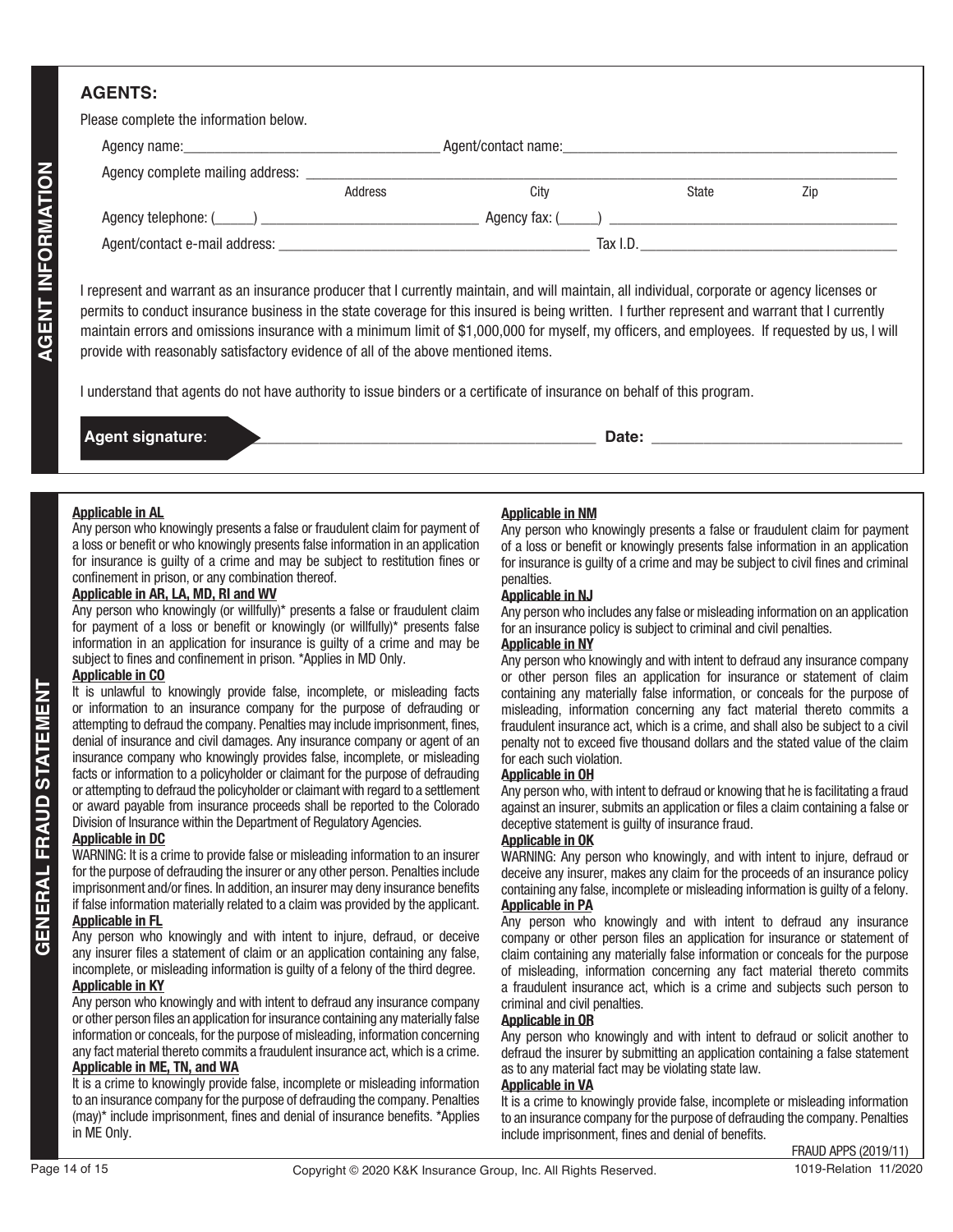## AGENT INFORMATION

### AGENTS:

Please complete the information below.

Agency name:_________________________________ Agent/contact name:_____________________________________________

Agency complete mailing address: ____________________________________________________________________________

Address City State Zip

Agency telephone: (_____) ____________________________ Agency fax: (_____) ______________________________________

Agent/contact e-mail address: __________________________________________ Tax I.D. __________________________________

I represent and warrant as an insurance producer that I currently maintain, and will maintain, all individual, corporate or agency licenses or permits to conduct insurance business in the state coverage for this insured is being written. I further represent and warrant that I currently maintain errors and omissions insurance with a minimum limit of $1,000,000 for myself, my officers, and employees. If requested by us, I will provide with reasonably satisfactory evidence of all of the above mentioned items.

I understand that agents do not have authority to issue binders or a certificate of insurance on behalf of this program.

**Agent signature**: __________________________________________ **Date:** ______________________________

## GENERAL FRAUD STATEMENT

**Applicable in AL**

Any person who knowingly presents a false or fraudulent claim for payment of a loss or benefit or who knowingly presents false information in an application for insurance is guilty of a crime and may be subject to restitution fines or confinement in prison, or any combination thereof.

**Applicable in AR, LA, MD, RI and WV**

Any person who knowingly (or willfully)* presents a false or fraudulent claim for payment of a loss or benefit or knowingly (or willfully)* presents false information in an application for insurance is guilty of a crime and may be subject to fines and confinement in prison. *Applies in MD Only.

**Applicable in CO**

It is unlawful to knowingly provide false, incomplete, or misleading facts or information to an insurance company for the purpose of defrauding or attempting to defraud the company. Penalties may include imprisonment, fines, denial of insurance and civil damages. Any insurance company or agent of an insurance company who knowingly provides false, incomplete, or misleading facts or information to a policyholder or claimant for the purpose of defrauding or attempting to defraud the policyholder or claimant with regard to a settlement or award payable from insurance proceeds shall be reported to the Colorado Division of Insurance within the Department of Regulatory Agencies.

**Applicable in DC**

WARNING: It is a crime to provide false or misleading information to an insurer for the purpose of defrauding the insurer or any other person. Penalties include imprisonment and/or fines. In addition, an insurer may deny insurance benefits if false information materially related to a claim was provided by the applicant.

**Applicable in FL**

Any person who knowingly and with intent to injure, defraud, or deceive any insurer files a statement of claim or an application containing any false, incomplete, or misleading information is guilty of a felony of the third degree.

**Applicable in KY**

Any person who knowingly and with intent to defraud any insurance company or other person files an application for insurance containing any materially false information or conceals, for the purpose of misleading, information concerning any fact material thereto commits a fraudulent insurance act, which is a crime.

**Applicable in ME, TN, and WA**

It is a crime to knowingly provide false, incomplete or misleading information to an insurance company for the purpose of defrauding the company. Penalties (may)* include imprisonment, fines and denial of insurance benefits. *Applies in ME Only.

**Applicable in NM**

Any person who knowingly presents a false or fraudulent claim for payment of a loss or benefit or knowingly presents false information in an application for insurance is guilty of a crime and may be subject to civil fines and criminal penalties.

**Applicable in NJ**

Any person who includes any false or misleading information on an application for an insurance policy is subject to criminal and civil penalties.

**Applicable in NY**

Any person who knowingly and with intent to defraud any insurance company or other person files an application for insurance or statement of claim containing any materially false information, or conceals for the purpose of misleading, information concerning any fact material thereto commits a fraudulent insurance act, which is a crime, and shall also be subject to a civil penalty not to exceed five thousand dollars and the stated value of the claim for each such violation.

**Applicable in OH**

Any person who, with intent to defraud or knowing that he is facilitating a fraud against an insurer, submits an application or files a claim containing a false or deceptive statement is guilty of insurance fraud.

**Applicable in OK**

WARNING: Any person who knowingly, and with intent to injure, defraud or deceive any insurer, makes any claim for the proceeds of an insurance policy containing any false, incomplete or misleading information is guilty of a felony.

**Applicable in PA**

Any person who knowingly and with intent to defraud any insurance company or other person files an application for insurance or statement of claim containing any materially false information or conceals for the purpose of misleading, information concerning any fact material thereto commits a fraudulent insurance act, which is a crime and subjects such person to criminal and civil penalties.

**Applicable in OR**

Any person who knowingly and with intent to defraud or solicit another to defraud the insurer by submitting an application containing a false statement as to any material fact may be violating state law.

**Applicable in VA**

It is a crime to knowingly provide false, incomplete or misleading information to an insurance company for the purpose of defrauding the company. Penalties include imprisonment, fines and denial of benefits.

FRAUD APPS (2019/11)

Copyright © 2020 K&K Insurance Group, Inc. All Rights Reserved.

1019-Relation 11/2020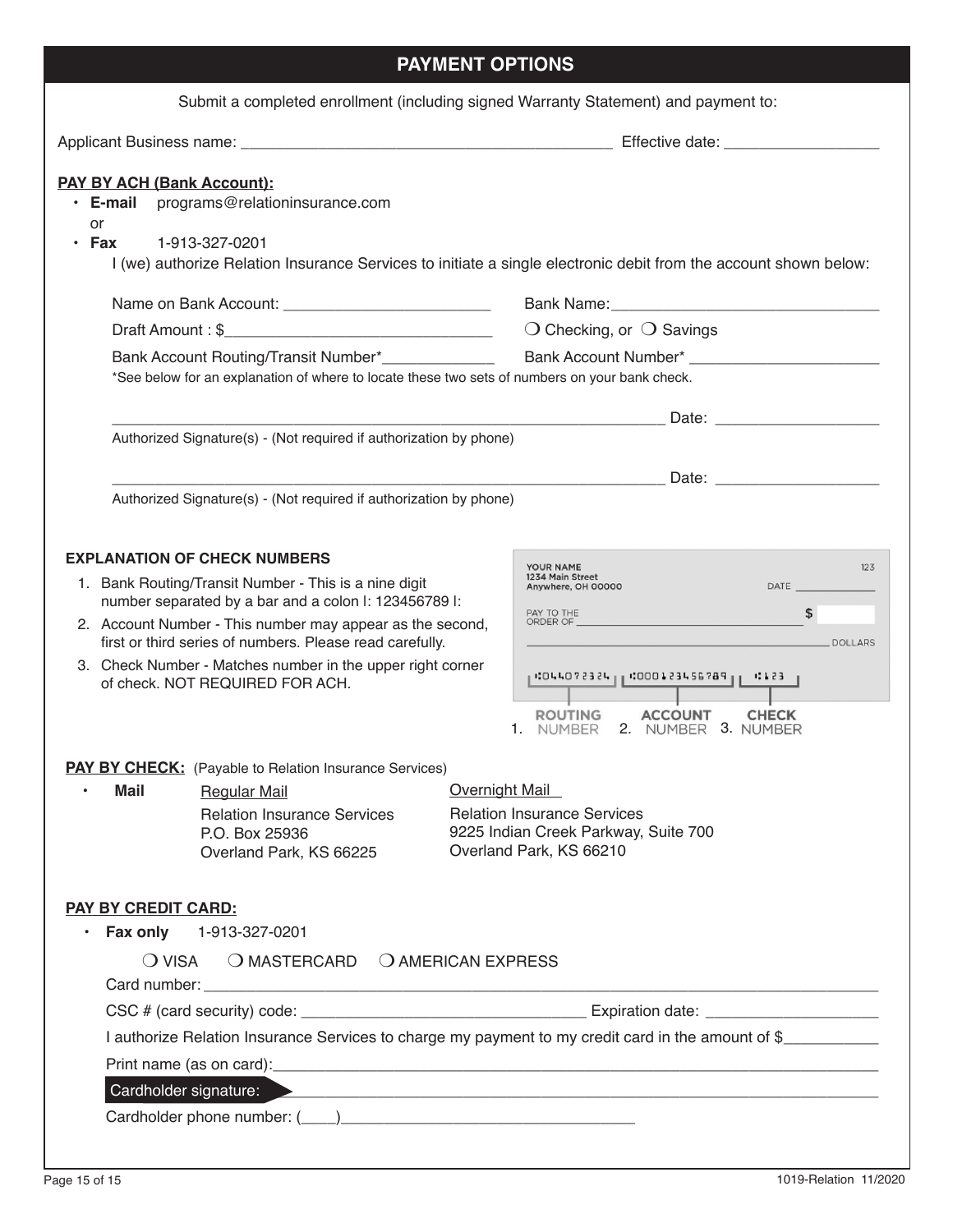## PAYMENT OPTIONS

Submit a completed enrollment (including signed Warranty Statement) and payment to:

Applicant Business name: _______________________________________________ Effective date: ___________________

**PAY BY ACH (Bank Account):**

- **E-mail** programs@relationinsurance.com

  or

- **Fax** 1-913-327-0201

I (we) authorize Relation Insurance Services to initiate a single electronic debit from the account shown below:

Name on Bank Account: _________________________ Bank Name: __________________________________

Draft Amount : $________________________________ ❍ Checking, or ❍ Savings

Bank Account Routing/Transit Number*_____________ Bank Account Number* _______________________

*See below for an explanation of where to locate these two sets of numbers on your bank check.

_____________________________________________________________________ Date: ___________________

Authorized Signature(s) - (Not required if authorization by phone)

_____________________________________________________________________ Date: ___________________

Authorized Signature(s) - (Not required if authorization by phone)

**EXPLANATION OF CHECK NUMBERS**

1. Bank Routing/Transit Number - This is a nine digit number separated by a bar and a colon |: 123456789 |:
2. Account Number - This number may appear as the second, first or third series of numbers. Please read carefully.
3. Check Number - Matches number in the upper right corner of check. NOT REQUIRED FOR ACH.

YOUR NAME
1234 Main Street
Anywhere, OH 00000
123
DATE
PAY TO THE ORDER OF
$
DOLLARS
|:044072324 |:000123456789 |:123
1. ROUTING NUMBER 2. ACCOUNT NUMBER 3. CHECK NUMBER

**PAY BY CHECK:** (Payable to Relation Insurance Services)

- **Mail**

  Regular Mail
  Relation Insurance Services
  P.O. Box 25936
  Overland Park, KS 66225

  Overnight Mail
  Relation Insurance Services
  9225 Indian Creek Parkway, Suite 700
  Overland Park, KS 66210

**PAY BY CREDIT CARD:**

- **Fax only** 1-913-327-0201

❍ VISA ❍ MASTERCARD ❍ AMERICAN EXPRESS

Card number: ______________________________________________________________________________

CSC # (card security) code: __________________________________ Expiration date: ____________________

I authorize Relation Insurance Services to charge my payment to my credit card in the amount of $___________

Print name (as on card):____________________________________________________________________

Cardholder signature: ______________________________________________________________________

Cardholder phone number: (____)__________________________________

1019-Relation 11/2020